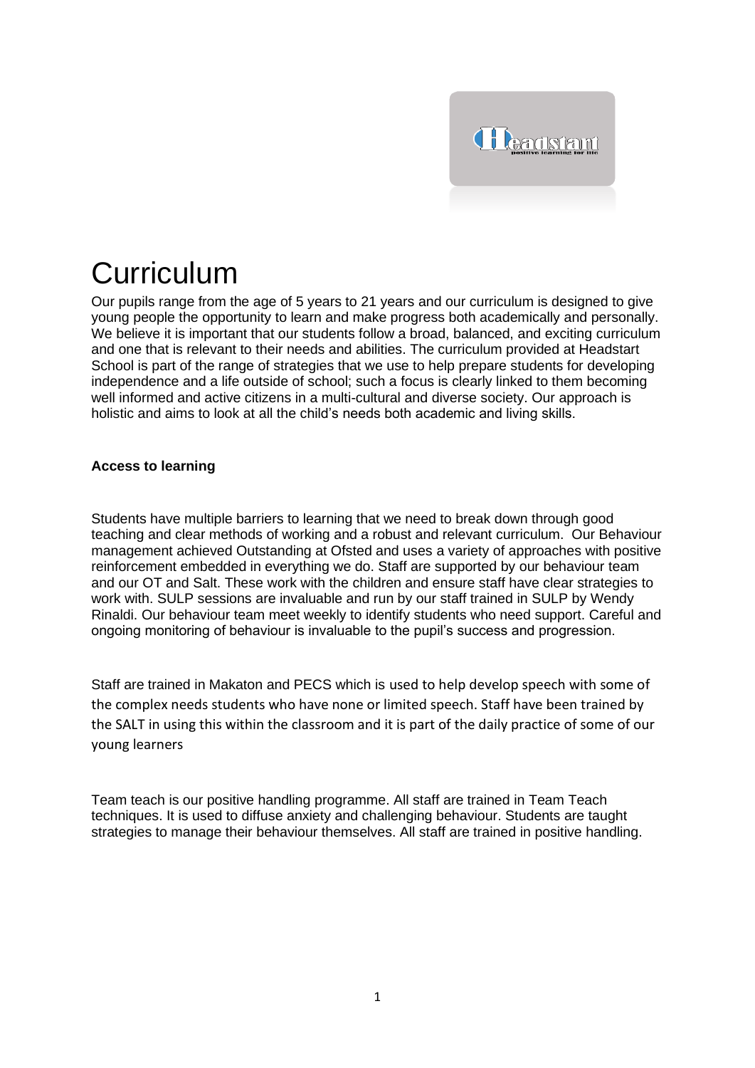# Curriculum

Our pupils range from the age of 5 years to 21 years and our curriculum is designed to give young people the opportunity to learn and make progress both academically and personally. We believe it is important that our students follow a broad, balanced, and exciting curriculum and one that is relevant to their needs and abilities. The curriculum provided at Headstart School is part of the range of strategies that we use to help prepare students for developing independence and a life outside of school; such a focus is clearly linked to them becoming well informed and active citizens in a multi-cultural and diverse society. Our approach is holistic and aims to look at all the child's needs both academic and living skills.

**Access to learning**

Students have multiple barriers to learning that we need to break down through good teaching and clear methods of working and a robust and relevant curriculum. Our Behaviour management achieved Outstanding at Ofsted and uses a variety of approaches with positive reinforcement embedded in everything we do. Staff are supported by our behaviour team and our OT and Salt. These work with the children and ensure staff have clear strategies to work with. SULP sessions are invaluable and run by our staff trained in SULP by Wendy Rinaldi. Our behaviour team meet weekly to identify students who need support. Careful and ongoing monitoring of behaviour is invaluable to the pupil's success and progression.

Staff are trained in Makaton and PECS which is used to help develop speech with some of the complex needs students who have none or limited speech. Staff have been trained by the SALT in using this within the classroom and it is part of the daily practice of some of our young learners

Team teach is our positive handling programme. All staff are trained in Team Teach techniques. It is used to diffuse anxiety and challenging behaviour. Students are taught strategies to manage their behaviour themselves. All staff are trained in positive handling.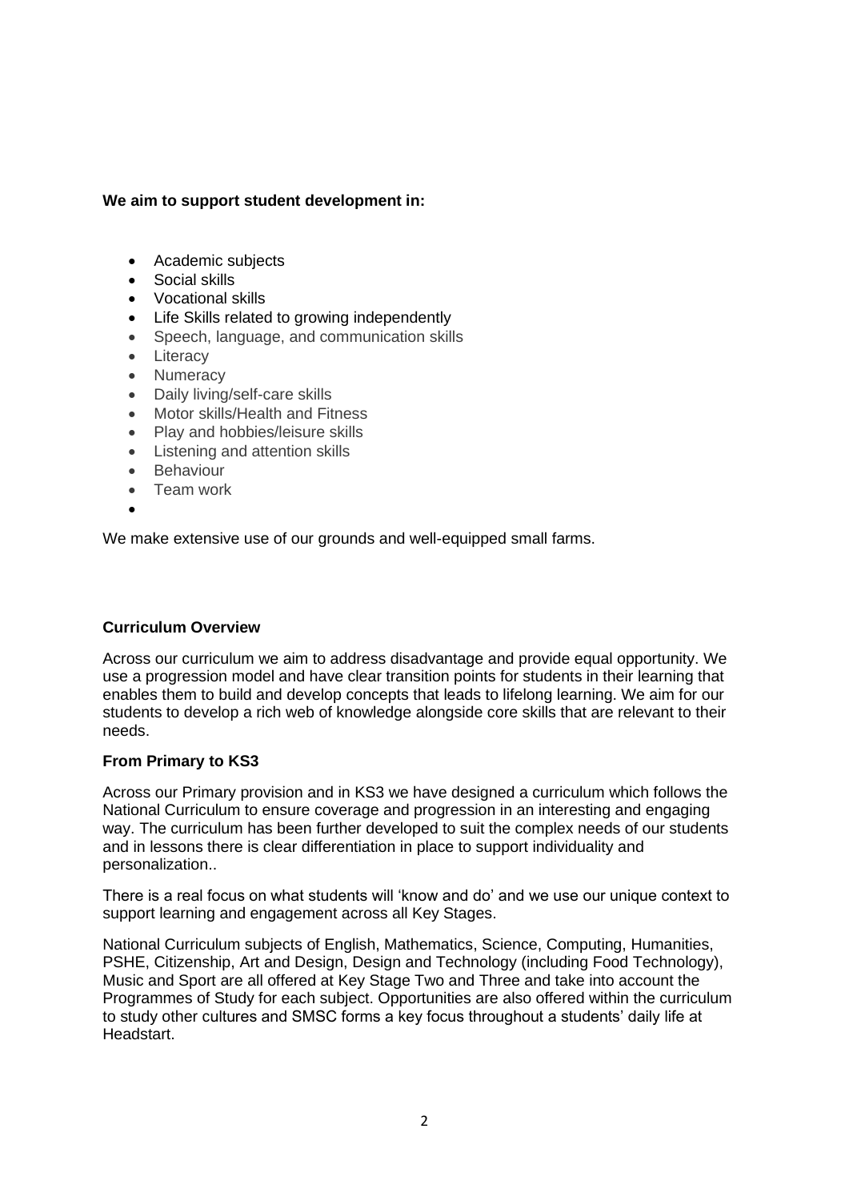**We aim to support student development in:**

- Academic subjects
- Social skills
- Vocational skills
- Life Skills related to growing independently
- Speech, language, and communication skills
- Literacy
- Numeracy
- Daily living/self-care skills
- Motor skills/Health and Fitness
- Play and hobbies/leisure skills
- Listening and attention skills
- Behaviour
- Team work

We make extensive use of our grounds and well-equipped small farms.

**Curriculum Overview**

Across our curriculum we aim to address disadvantage and provide equal opportunity. We use a progression model and have clear transition points for students in their learning that enables them to build and develop concepts that leads to lifelong learning. We aim for our students to develop a rich web of knowledge alongside core skills that are relevant to their needs.

**From Primary to KS3**

Across our Primary provision and in KS3 we have designed a curriculum which follows the National Curriculum to ensure coverage and progression in an interesting and engaging way. The curriculum has been further developed to suit the complex needs of our students and in lessons there is clear differentiation in place to support individuality and personalization..

There is a real focus on what students will 'know and do' and we use our unique context to support learning and engagement across all Key Stages.

National Curriculum subjects of English, Mathematics, Science, Computing, Humanities, PSHE, Citizenship, Art and Design, Design and Technology (including Food Technology), Music and Sport are all offered at Key Stage Two and Three and take into account the Programmes of Study for each subject. Opportunities are also offered within the curriculum to study other cultures and SMSC forms a key focus throughout a students' daily life at Headstart.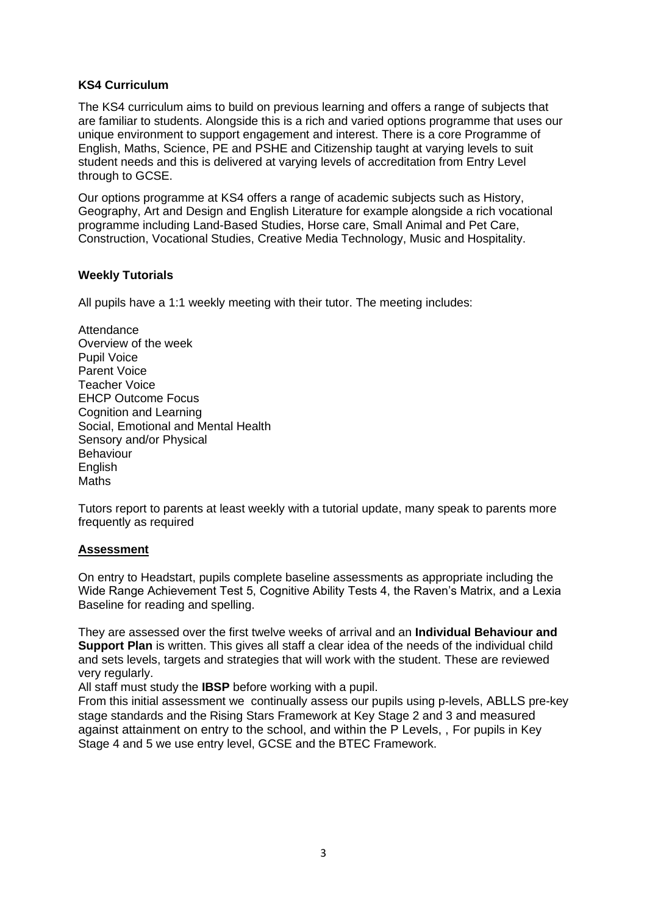### KS4 Curriculum

The KS4 curriculum aims to build on previous learning and offers a range of subjects that are familiar to students. Alongside this is a rich and varied options programme that uses our unique environment to support engagement and interest. There is a core Programme of English, Maths, Science, PE and PSHE and Citizenship taught at varying levels to suit student needs and this is delivered at varying levels of accreditation from Entry Level through to GCSE.

Our options programme at KS4 offers a range of academic subjects such as History, Geography, Art and Design and English Literature for example alongside a rich vocational programme including Land-Based Studies, Horse care, Small Animal and Pet Care, Construction, Vocational Studies, Creative Media Technology, Music and Hospitality.

### Weekly Tutorials

All pupils have a 1:1 weekly meeting with their tutor. The meeting includes:

Attendance
Overview of the week
Pupil Voice
Parent Voice
Teacher Voice
EHCP Outcome Focus
Cognition and Learning
Social, Emotional and Mental Health
Sensory and/or Physical
Behaviour
English
Maths

Tutors report to parents at least weekly with a tutorial update, many speak to parents more frequently as required

### Assessment

On entry to Headstart, pupils complete baseline assessments as appropriate including the Wide Range Achievement Test 5, Cognitive Ability Tests 4, the Raven's Matrix, and a Lexia Baseline for reading and spelling.

They are assessed over the first twelve weeks of arrival and an **Individual Behaviour and Support Plan** is written. This gives all staff a clear idea of the needs of the individual child and sets levels, targets and strategies that will work with the student. These are reviewed very regularly.

All staff must study the **IBSP** before working with a pupil.

From this initial assessment we continually assess our pupils using p-levels, ABLLS pre-key stage standards and the Rising Stars Framework at Key Stage 2 and 3 and measured against attainment on entry to the school, and within the P Levels, , For pupils in Key Stage 4 and 5 we use entry level, GCSE and the BTEC Framework.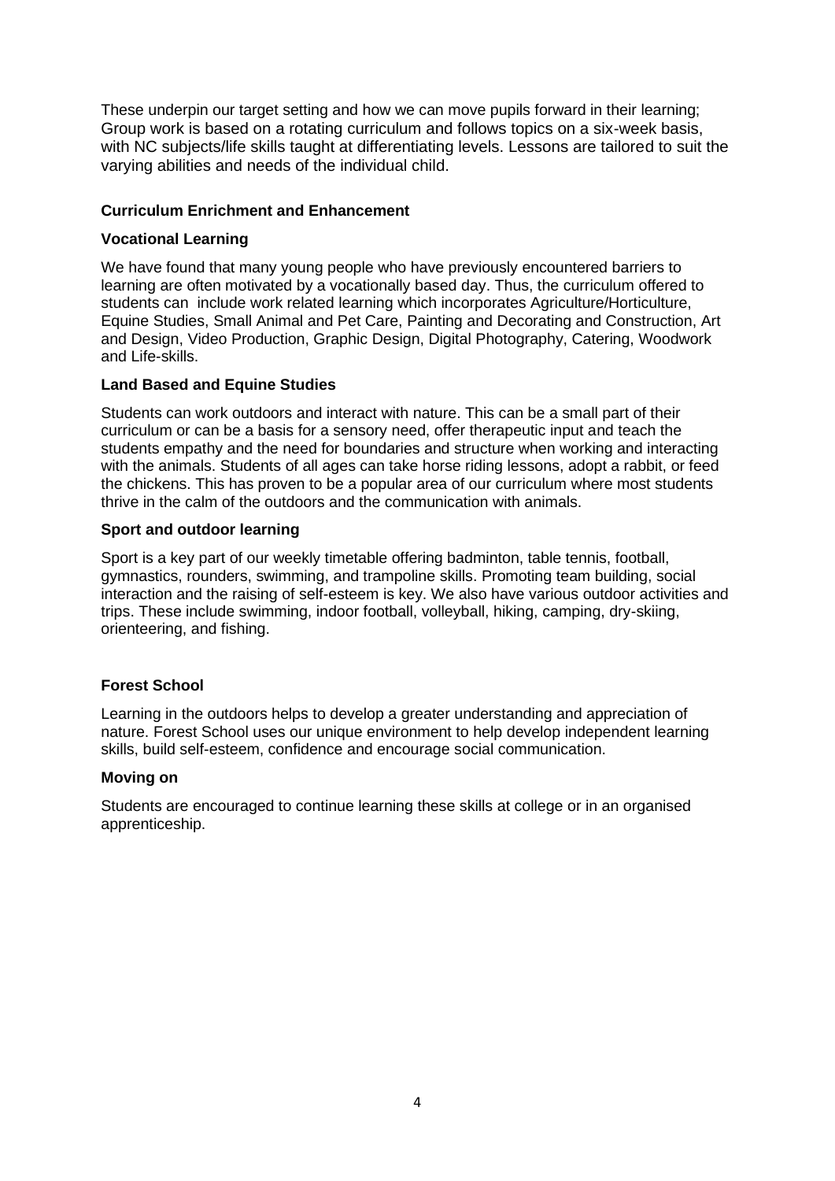These underpin our target setting and how we can move pupils forward in their learning; Group work is based on a rotating curriculum and follows topics on a six-week basis, with NC subjects/life skills taught at differentiating levels. Lessons are tailored to suit the varying abilities and needs of the individual child.

**Curriculum Enrichment and Enhancement**

**Vocational Learning**

We have found that many young people who have previously encountered barriers to learning are often motivated by a vocationally based day. Thus, the curriculum offered to students can include work related learning which incorporates Agriculture/Horticulture, Equine Studies, Small Animal and Pet Care, Painting and Decorating and Construction, Art and Design, Video Production, Graphic Design, Digital Photography, Catering, Woodwork and Life-skills.

**Land Based and Equine Studies**

Students can work outdoors and interact with nature. This can be a small part of their curriculum or can be a basis for a sensory need, offer therapeutic input and teach the students empathy and the need for boundaries and structure when working and interacting with the animals. Students of all ages can take horse riding lessons, adopt a rabbit, or feed the chickens. This has proven to be a popular area of our curriculum where most students thrive in the calm of the outdoors and the communication with animals.

**Sport and outdoor learning**

Sport is a key part of our weekly timetable offering badminton, table tennis, football, gymnastics, rounders, swimming, and trampoline skills. Promoting team building, social interaction and the raising of self-esteem is key. We also have various outdoor activities and trips. These include swimming, indoor football, volleyball, hiking, camping, dry-skiing, orienteering, and fishing.

**Forest School**

Learning in the outdoors helps to develop a greater understanding and appreciation of nature. Forest School uses our unique environment to help develop independent learning skills, build self-esteem, confidence and encourage social communication.

**Moving on**

Students are encouraged to continue learning these skills at college or in an organised apprenticeship.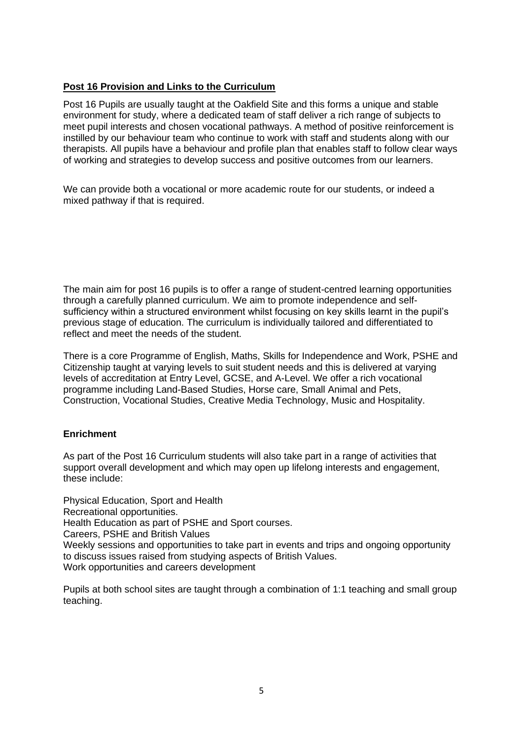## Post 16 Provision and Links to the Curriculum

Post 16 Pupils are usually taught at the Oakfield Site and this forms a unique and stable environment for study, where a dedicated team of staff deliver a rich range of subjects to meet pupil interests and chosen vocational pathways. A method of positive reinforcement is instilled by our behaviour team who continue to work with staff and students along with our therapists. All pupils have a behaviour and profile plan that enables staff to follow clear ways of working and strategies to develop success and positive outcomes from our learners.

We can provide both a vocational or more academic route for our students, or indeed a mixed pathway if that is required.

The main aim for post 16 pupils is to offer a range of student-centred learning opportunities through a carefully planned curriculum. We aim to promote independence and self-sufficiency within a structured environment whilst focusing on key skills learnt in the pupil's previous stage of education. The curriculum is individually tailored and differentiated to reflect and meet the needs of the student.

There is a core Programme of English, Maths, Skills for Independence and Work, PSHE and Citizenship taught at varying levels to suit student needs and this is delivered at varying levels of accreditation at Entry Level, GCSE, and A-Level. We offer a rich vocational programme including Land-Based Studies, Horse care, Small Animal and Pets, Construction, Vocational Studies, Creative Media Technology, Music and Hospitality.

### Enrichment

As part of the Post 16 Curriculum students will also take part in a range of activities that support overall development and which may open up lifelong interests and engagement, these include:

Physical Education, Sport and Health
Recreational opportunities.
Health Education as part of PSHE and Sport courses.
Careers, PSHE and British Values
Weekly sessions and opportunities to take part in events and trips and ongoing opportunity to discuss issues raised from studying aspects of British Values.
Work opportunities and careers development

Pupils at both school sites are taught through a combination of 1:1 teaching and small group teaching.